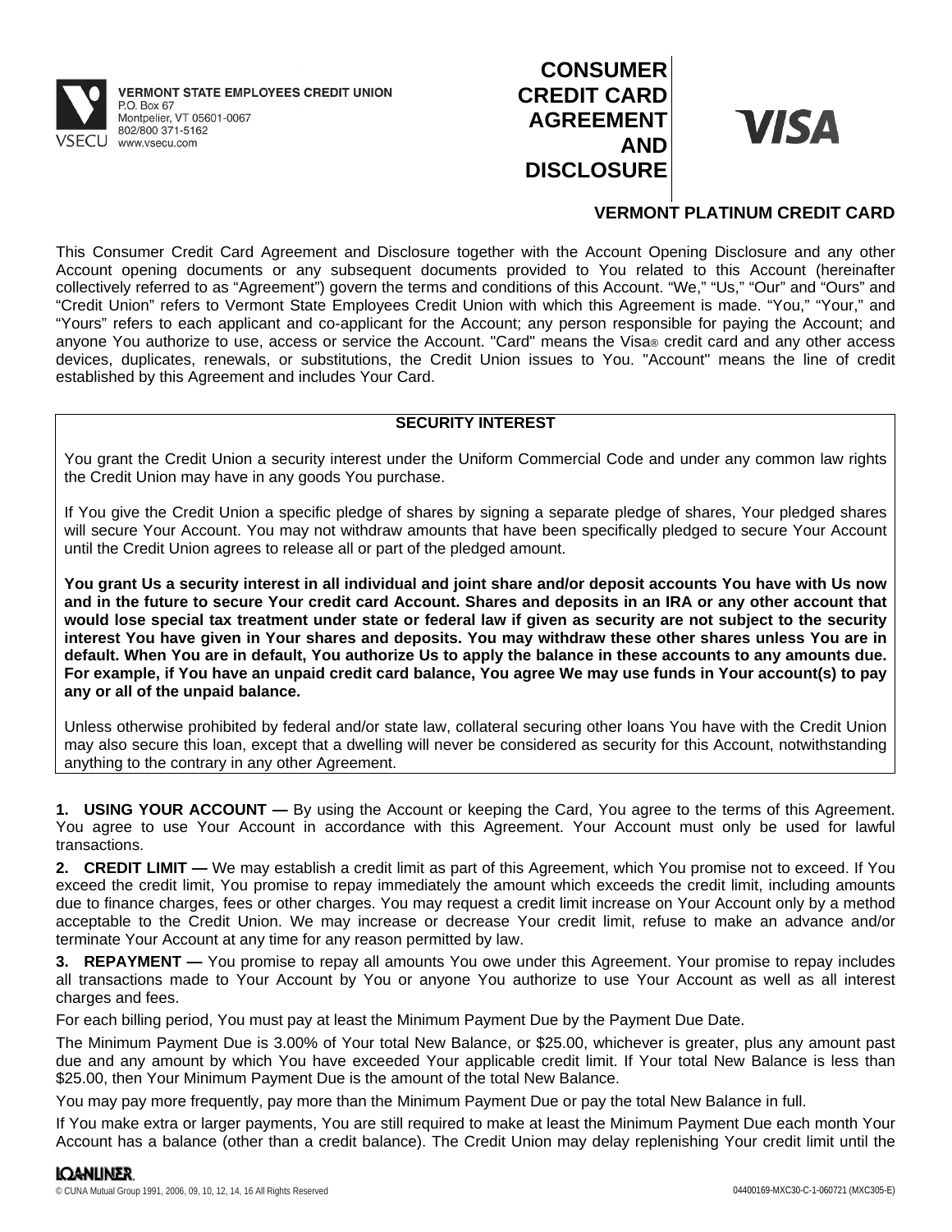VERMONT STATE EMPLOYEES CREDIT UNION
P.O. Box 67
Montpelier, VT 05601-0067
802/800 371-5162
www.vsecu.com

# CONSUMER CREDIT CARD AGREEMENT AND DISCLOSURE

VISA

## VERMONT PLATINUM CREDIT CARD

This Consumer Credit Card Agreement and Disclosure together with the Account Opening Disclosure and any other Account opening documents or any subsequent documents provided to You related to this Account (hereinafter collectively referred to as "Agreement") govern the terms and conditions of this Account. "We," "Us," "Our" and "Ours" and "Credit Union" refers to Vermont State Employees Credit Union with which this Agreement is made. "You," "Your," and "Yours" refers to each applicant and co-applicant for the Account; any person responsible for paying the Account; and anyone You authorize to use, access or service the Account. "Card" means the Visa® credit card and any other access devices, duplicates, renewals, or substitutions, the Credit Union issues to You. "Account" means the line of credit established by this Agreement and includes Your Card.

### SECURITY INTEREST

You grant the Credit Union a security interest under the Uniform Commercial Code and under any common law rights the Credit Union may have in any goods You purchase.

If You give the Credit Union a specific pledge of shares by signing a separate pledge of shares, Your pledged shares will secure Your Account. You may not withdraw amounts that have been specifically pledged to secure Your Account until the Credit Union agrees to release all or part of the pledged amount.

**You grant Us a security interest in all individual and joint share and/or deposit accounts You have with Us now and in the future to secure Your credit card Account. Shares and deposits in an IRA or any other account that would lose special tax treatment under state or federal law if given as security are not subject to the security interest You have given in Your shares and deposits. You may withdraw these other shares unless You are in default. When You are in default, You authorize Us to apply the balance in these accounts to any amounts due. For example, if You have an unpaid credit card balance, You agree We may use funds in Your account(s) to pay any or all of the unpaid balance.**

Unless otherwise prohibited by federal and/or state law, collateral securing other loans You have with the Credit Union may also secure this loan, except that a dwelling will never be considered as security for this Account, notwithstanding anything to the contrary in any other Agreement.

**1. USING YOUR ACCOUNT —** By using the Account or keeping the Card, You agree to the terms of this Agreement. You agree to use Your Account in accordance with this Agreement. Your Account must only be used for lawful transactions.

**2. CREDIT LIMIT —** We may establish a credit limit as part of this Agreement, which You promise not to exceed. If You exceed the credit limit, You promise to repay immediately the amount which exceeds the credit limit, including amounts due to finance charges, fees or other charges. You may request a credit limit increase on Your Account only by a method acceptable to the Credit Union. We may increase or decrease Your credit limit, refuse to make an advance and/or terminate Your Account at any time for any reason permitted by law.

**3. REPAYMENT —** You promise to repay all amounts You owe under this Agreement. Your promise to repay includes all transactions made to Your Account by You or anyone You authorize to use Your Account as well as all interest charges and fees.

For each billing period, You must pay at least the Minimum Payment Due by the Payment Due Date.

The Minimum Payment Due is 3.00% of Your total New Balance, or $25.00, whichever is greater, plus any amount past due and any amount by which You have exceeded Your applicable credit limit. If Your total New Balance is less than $25.00, then Your Minimum Payment Due is the amount of the total New Balance.

You may pay more frequently, pay more than the Minimum Payment Due or pay the total New Balance in full.

If You make extra or larger payments, You are still required to make at least the Minimum Payment Due each month Your Account has a balance (other than a credit balance). The Credit Union may delay replenishing Your credit limit until the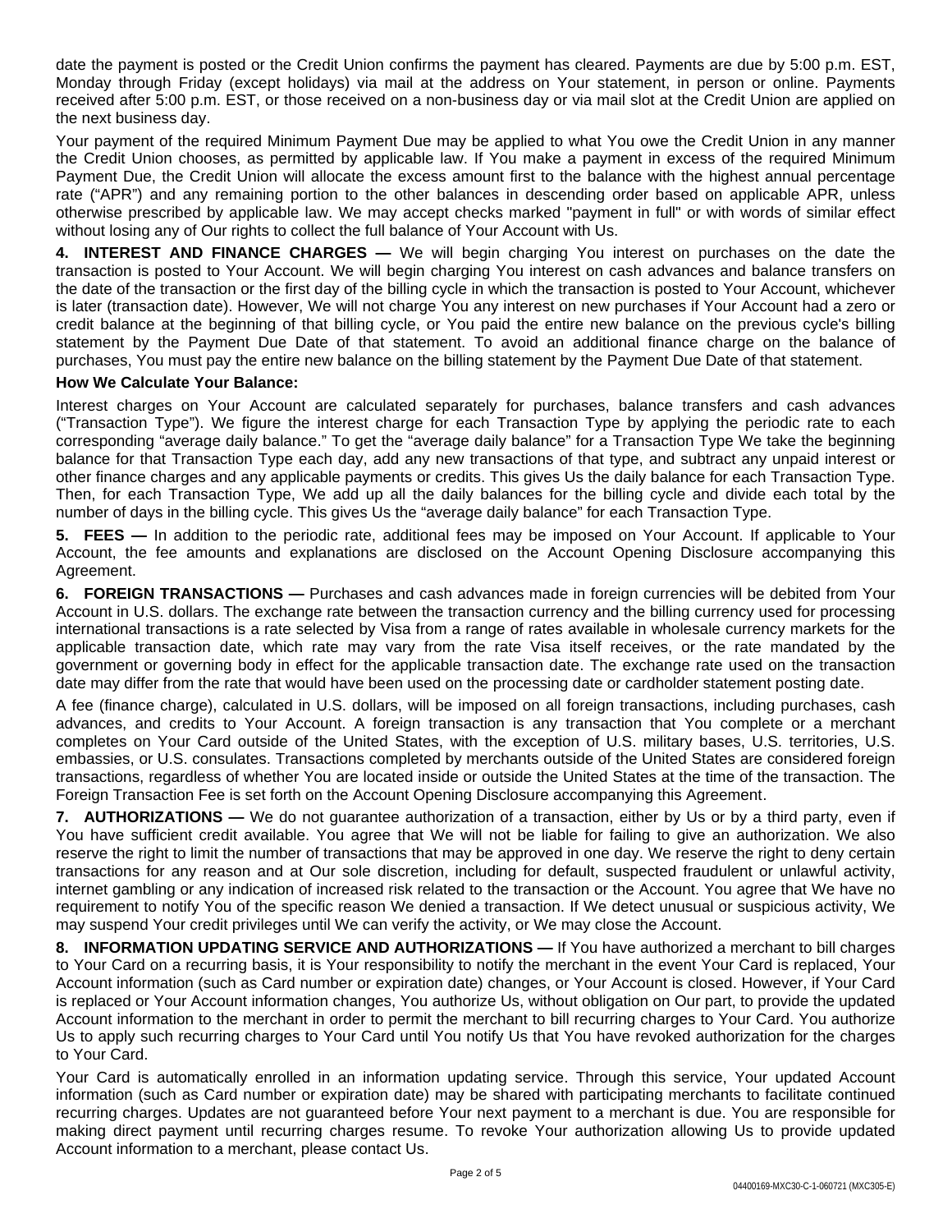date the payment is posted or the Credit Union confirms the payment has cleared. Payments are due by 5:00 p.m. EST, Monday through Friday (except holidays) via mail at the address on Your statement, in person or online. Payments received after 5:00 p.m. EST, or those received on a non-business day or via mail slot at the Credit Union are applied on the next business day.

Your payment of the required Minimum Payment Due may be applied to what You owe the Credit Union in any manner the Credit Union chooses, as permitted by applicable law. If You make a payment in excess of the required Minimum Payment Due, the Credit Union will allocate the excess amount first to the balance with the highest annual percentage rate ("APR") and any remaining portion to the other balances in descending order based on applicable APR, unless otherwise prescribed by applicable law. We may accept checks marked "payment in full" or with words of similar effect without losing any of Our rights to collect the full balance of Your Account with Us.

**4. INTEREST AND FINANCE CHARGES —** We will begin charging You interest on purchases on the date the transaction is posted to Your Account. We will begin charging You interest on cash advances and balance transfers on the date of the transaction or the first day of the billing cycle in which the transaction is posted to Your Account, whichever is later (transaction date). However, We will not charge You any interest on new purchases if Your Account had a zero or credit balance at the beginning of that billing cycle, or You paid the entire new balance on the previous cycle's billing statement by the Payment Due Date of that statement. To avoid an additional finance charge on the balance of purchases, You must pay the entire new balance on the billing statement by the Payment Due Date of that statement.

**How We Calculate Your Balance:**

Interest charges on Your Account are calculated separately for purchases, balance transfers and cash advances ("Transaction Type"). We figure the interest charge for each Transaction Type by applying the periodic rate to each corresponding "average daily balance." To get the "average daily balance" for a Transaction Type We take the beginning balance for that Transaction Type each day, add any new transactions of that type, and subtract any unpaid interest or other finance charges and any applicable payments or credits. This gives Us the daily balance for each Transaction Type. Then, for each Transaction Type, We add up all the daily balances for the billing cycle and divide each total by the number of days in the billing cycle. This gives Us the "average daily balance" for each Transaction Type.

**5. FEES —** In addition to the periodic rate, additional fees may be imposed on Your Account. If applicable to Your Account, the fee amounts and explanations are disclosed on the Account Opening Disclosure accompanying this Agreement.

**6. FOREIGN TRANSACTIONS —** Purchases and cash advances made in foreign currencies will be debited from Your Account in U.S. dollars. The exchange rate between the transaction currency and the billing currency used for processing international transactions is a rate selected by Visa from a range of rates available in wholesale currency markets for the applicable transaction date, which rate may vary from the rate Visa itself receives, or the rate mandated by the government or governing body in effect for the applicable transaction date. The exchange rate used on the transaction date may differ from the rate that would have been used on the processing date or cardholder statement posting date.

A fee (finance charge), calculated in U.S. dollars, will be imposed on all foreign transactions, including purchases, cash advances, and credits to Your Account. A foreign transaction is any transaction that You complete or a merchant completes on Your Card outside of the United States, with the exception of U.S. military bases, U.S. territories, U.S. embassies, or U.S. consulates. Transactions completed by merchants outside of the United States are considered foreign transactions, regardless of whether You are located inside or outside the United States at the time of the transaction. The Foreign Transaction Fee is set forth on the Account Opening Disclosure accompanying this Agreement.

**7. AUTHORIZATIONS —** We do not guarantee authorization of a transaction, either by Us or by a third party, even if You have sufficient credit available. You agree that We will not be liable for failing to give an authorization. We also reserve the right to limit the number of transactions that may be approved in one day. We reserve the right to deny certain transactions for any reason and at Our sole discretion, including for default, suspected fraudulent or unlawful activity, internet gambling or any indication of increased risk related to the transaction or the Account. You agree that We have no requirement to notify You of the specific reason We denied a transaction. If We detect unusual or suspicious activity, We may suspend Your credit privileges until We can verify the activity, or We may close the Account.

**8. INFORMATION UPDATING SERVICE AND AUTHORIZATIONS —** If You have authorized a merchant to bill charges to Your Card on a recurring basis, it is Your responsibility to notify the merchant in the event Your Card is replaced, Your Account information (such as Card number or expiration date) changes, or Your Account is closed. However, if Your Card is replaced or Your Account information changes, You authorize Us, without obligation on Our part, to provide the updated Account information to the merchant in order to permit the merchant to bill recurring charges to Your Card. You authorize Us to apply such recurring charges to Your Card until You notify Us that You have revoked authorization for the charges to Your Card.

Your Card is automatically enrolled in an information updating service. Through this service, Your updated Account information (such as Card number or expiration date) may be shared with participating merchants to facilitate continued recurring charges. Updates are not guaranteed before Your next payment to a merchant is due. You are responsible for making direct payment until recurring charges resume. To revoke Your authorization allowing Us to provide updated Account information to a merchant, please contact Us.

04400169-MXC30-C-1-060721 (MXC305-E)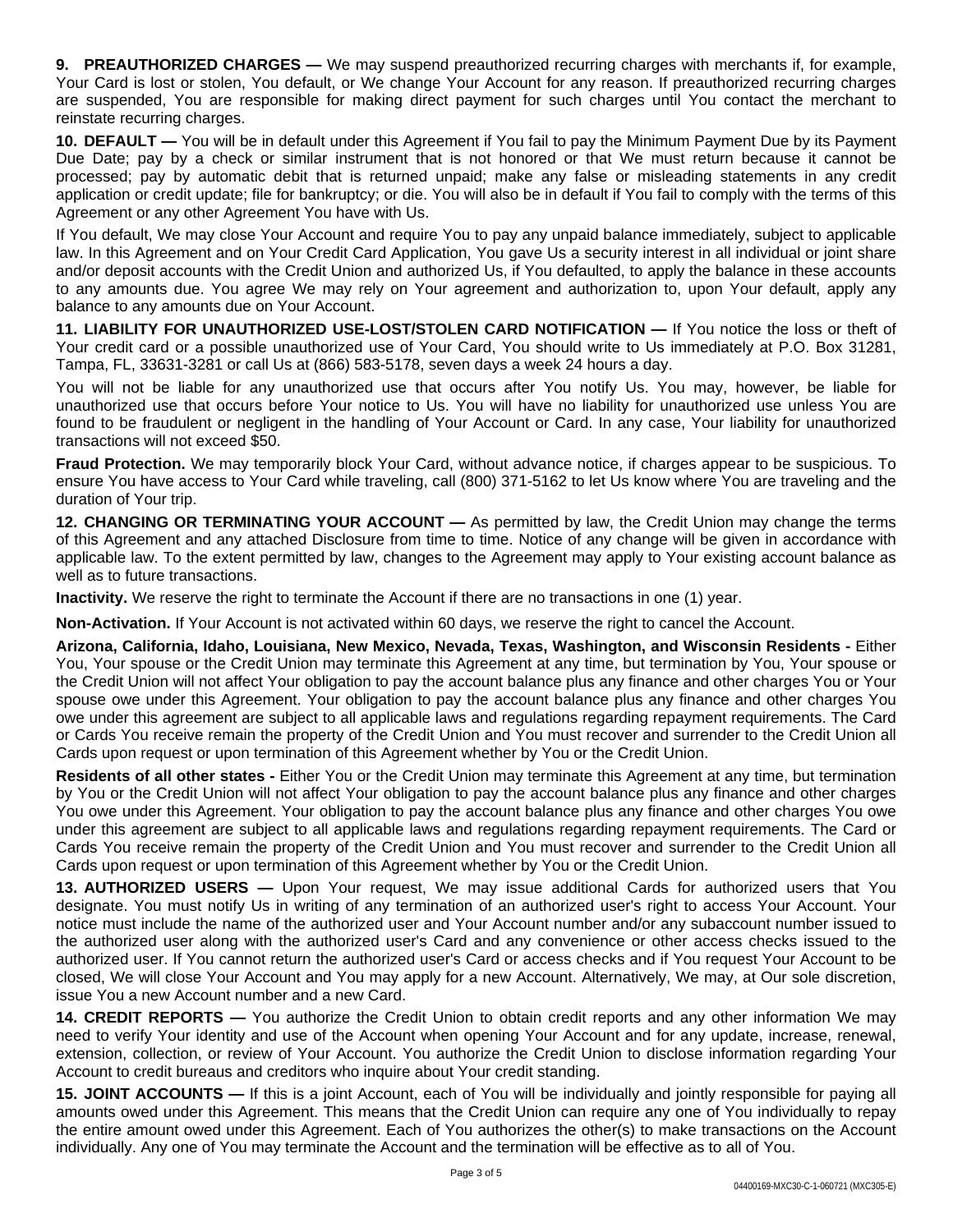**9. PREAUTHORIZED CHARGES —** We may suspend preauthorized recurring charges with merchants if, for example, Your Card is lost or stolen, You default, or We change Your Account for any reason. If preauthorized recurring charges are suspended, You are responsible for making direct payment for such charges until You contact the merchant to reinstate recurring charges.

**10. DEFAULT —** You will be in default under this Agreement if You fail to pay the Minimum Payment Due by its Payment Due Date; pay by a check or similar instrument that is not honored or that We must return because it cannot be processed; pay by automatic debit that is returned unpaid; make any false or misleading statements in any credit application or credit update; file for bankruptcy; or die. You will also be in default if You fail to comply with the terms of this Agreement or any other Agreement You have with Us.

If You default, We may close Your Account and require You to pay any unpaid balance immediately, subject to applicable law. In this Agreement and on Your Credit Card Application, You gave Us a security interest in all individual or joint share and/or deposit accounts with the Credit Union and authorized Us, if You defaulted, to apply the balance in these accounts to any amounts due. You agree We may rely on Your agreement and authorization to, upon Your default, apply any balance to any amounts due on Your Account.

**11. LIABILITY FOR UNAUTHORIZED USE-LOST/STOLEN CARD NOTIFICATION —** If You notice the loss or theft of Your credit card or a possible unauthorized use of Your Card, You should write to Us immediately at P.O. Box 31281, Tampa, FL, 33631-3281 or call Us at (866) 583-5178, seven days a week 24 hours a day.

You will not be liable for any unauthorized use that occurs after You notify Us. You may, however, be liable for unauthorized use that occurs before Your notice to Us. You will have no liability for unauthorized use unless You are found to be fraudulent or negligent in the handling of Your Account or Card. In any case, Your liability for unauthorized transactions will not exceed $50.

**Fraud Protection.** We may temporarily block Your Card, without advance notice, if charges appear to be suspicious. To ensure You have access to Your Card while traveling, call (800) 371-5162 to let Us know where You are traveling and the duration of Your trip.

**12. CHANGING OR TERMINATING YOUR ACCOUNT —** As permitted by law, the Credit Union may change the terms of this Agreement and any attached Disclosure from time to time. Notice of any change will be given in accordance with applicable law. To the extent permitted by law, changes to the Agreement may apply to Your existing account balance as well as to future transactions.

**Inactivity.** We reserve the right to terminate the Account if there are no transactions in one (1) year.

**Non-Activation.** If Your Account is not activated within 60 days, we reserve the right to cancel the Account.

**Arizona, California, Idaho, Louisiana, New Mexico, Nevada, Texas, Washington, and Wisconsin Residents -** Either You, Your spouse or the Credit Union may terminate this Agreement at any time, but termination by You, Your spouse or the Credit Union will not affect Your obligation to pay the account balance plus any finance and other charges You or Your spouse owe under this Agreement. Your obligation to pay the account balance plus any finance and other charges You owe under this agreement are subject to all applicable laws and regulations regarding repayment requirements. The Card or Cards You receive remain the property of the Credit Union and You must recover and surrender to the Credit Union all Cards upon request or upon termination of this Agreement whether by You or the Credit Union.

**Residents of all other states -** Either You or the Credit Union may terminate this Agreement at any time, but termination by You or the Credit Union will not affect Your obligation to pay the account balance plus any finance and other charges You owe under this Agreement. Your obligation to pay the account balance plus any finance and other charges You owe under this agreement are subject to all applicable laws and regulations regarding repayment requirements. The Card or Cards You receive remain the property of the Credit Union and You must recover and surrender to the Credit Union all Cards upon request or upon termination of this Agreement whether by You or the Credit Union.

**13. AUTHORIZED USERS —** Upon Your request, We may issue additional Cards for authorized users that You designate. You must notify Us in writing of any termination of an authorized user's right to access Your Account. Your notice must include the name of the authorized user and Your Account number and/or any subaccount number issued to the authorized user along with the authorized user's Card and any convenience or other access checks issued to the authorized user. If You cannot return the authorized user's Card or access checks and if You request Your Account to be closed, We will close Your Account and You may apply for a new Account. Alternatively, We may, at Our sole discretion, issue You a new Account number and a new Card.

**14. CREDIT REPORTS —** You authorize the Credit Union to obtain credit reports and any other information We may need to verify Your identity and use of the Account when opening Your Account and for any update, increase, renewal, extension, collection, or review of Your Account. You authorize the Credit Union to disclose information regarding Your Account to credit bureaus and creditors who inquire about Your credit standing.

**15. JOINT ACCOUNTS —** If this is a joint Account, each of You will be individually and jointly responsible for paying all amounts owed under this Agreement. This means that the Credit Union can require any one of You individually to repay the entire amount owed under this Agreement. Each of You authorizes the other(s) to make transactions on the Account individually. Any one of You may terminate the Account and the termination will be effective as to all of You.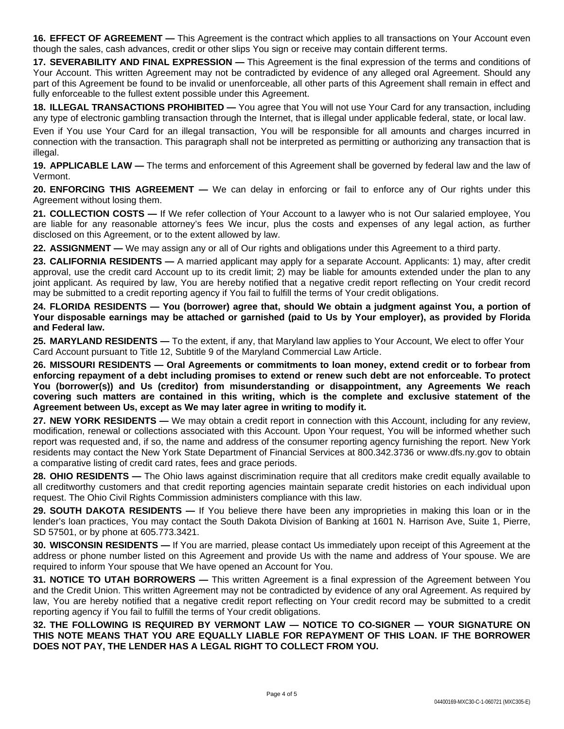**16. EFFECT OF AGREEMENT —** This Agreement is the contract which applies to all transactions on Your Account even though the sales, cash advances, credit or other slips You sign or receive may contain different terms.

**17. SEVERABILITY AND FINAL EXPRESSION —** This Agreement is the final expression of the terms and conditions of Your Account. This written Agreement may not be contradicted by evidence of any alleged oral Agreement. Should any part of this Agreement be found to be invalid or unenforceable, all other parts of this Agreement shall remain in effect and fully enforceable to the fullest extent possible under this Agreement.

**18. ILLEGAL TRANSACTIONS PROHIBITED —** You agree that You will not use Your Card for any transaction, including any type of electronic gambling transaction through the Internet, that is illegal under applicable federal, state, or local law.

Even if You use Your Card for an illegal transaction, You will be responsible for all amounts and charges incurred in connection with the transaction. This paragraph shall not be interpreted as permitting or authorizing any transaction that is illegal.

**19. APPLICABLE LAW —** The terms and enforcement of this Agreement shall be governed by federal law and the law of Vermont.

**20. ENFORCING THIS AGREEMENT —** We can delay in enforcing or fail to enforce any of Our rights under this Agreement without losing them.

**21. COLLECTION COSTS —** If We refer collection of Your Account to a lawyer who is not Our salaried employee, You are liable for any reasonable attorney's fees We incur, plus the costs and expenses of any legal action, as further disclosed on this Agreement, or to the extent allowed by law.

**22. ASSIGNMENT —** We may assign any or all of Our rights and obligations under this Agreement to a third party.

**23. CALIFORNIA RESIDENTS —** A married applicant may apply for a separate Account. Applicants: 1) may, after credit approval, use the credit card Account up to its credit limit; 2) may be liable for amounts extended under the plan to any joint applicant. As required by law, You are hereby notified that a negative credit report reflecting on Your credit record may be submitted to a credit reporting agency if You fail to fulfill the terms of Your credit obligations.

**24. FLORIDA RESIDENTS — You (borrower) agree that, should We obtain a judgment against You, a portion of Your disposable earnings may be attached or garnished (paid to Us by Your employer), as provided by Florida and Federal law.**

**25. MARYLAND RESIDENTS —** To the extent, if any, that Maryland law applies to Your Account, We elect to offer Your Card Account pursuant to Title 12, Subtitle 9 of the Maryland Commercial Law Article.

**26. MISSOURI RESIDENTS — Oral Agreements or commitments to loan money, extend credit or to forbear from enforcing repayment of a debt including promises to extend or renew such debt are not enforceable. To protect You (borrower(s)) and Us (creditor) from misunderstanding or disappointment, any Agreements We reach covering such matters are contained in this writing, which is the complete and exclusive statement of the Agreement between Us, except as We may later agree in writing to modify it.**

**27. NEW YORK RESIDENTS —** We may obtain a credit report in connection with this Account, including for any review, modification, renewal or collections associated with this Account. Upon Your request, You will be informed whether such report was requested and, if so, the name and address of the consumer reporting agency furnishing the report. New York residents may contact the New York State Department of Financial Services at 800.342.3736 or www.dfs.ny.gov to obtain a comparative listing of credit card rates, fees and grace periods.

**28. OHIO RESIDENTS —** The Ohio laws against discrimination require that all creditors make credit equally available to all creditworthy customers and that credit reporting agencies maintain separate credit histories on each individual upon request. The Ohio Civil Rights Commission administers compliance with this law.

**29. SOUTH DAKOTA RESIDENTS —** If You believe there have been any improprieties in making this loan or in the lender's loan practices, You may contact the South Dakota Division of Banking at 1601 N. Harrison Ave, Suite 1, Pierre, SD 57501, or by phone at 605.773.3421.

**30. WISCONSIN RESIDENTS —** If You are married, please contact Us immediately upon receipt of this Agreement at the address or phone number listed on this Agreement and provide Us with the name and address of Your spouse. We are required to inform Your spouse that We have opened an Account for You.

**31. NOTICE TO UTAH BORROWERS —** This written Agreement is a final expression of the Agreement between You and the Credit Union. This written Agreement may not be contradicted by evidence of any oral Agreement. As required by law, You are hereby notified that a negative credit report reflecting on Your credit record may be submitted to a credit reporting agency if You fail to fulfill the terms of Your credit obligations.

**32. THE FOLLOWING IS REQUIRED BY VERMONT LAW — NOTICE TO CO-SIGNER — YOUR SIGNATURE ON THIS NOTE MEANS THAT YOU ARE EQUALLY LIABLE FOR REPAYMENT OF THIS LOAN. IF THE BORROWER DOES NOT PAY, THE LENDER HAS A LEGAL RIGHT TO COLLECT FROM YOU.**

04400169-MXC30-C-1-060721 (MXC305-E)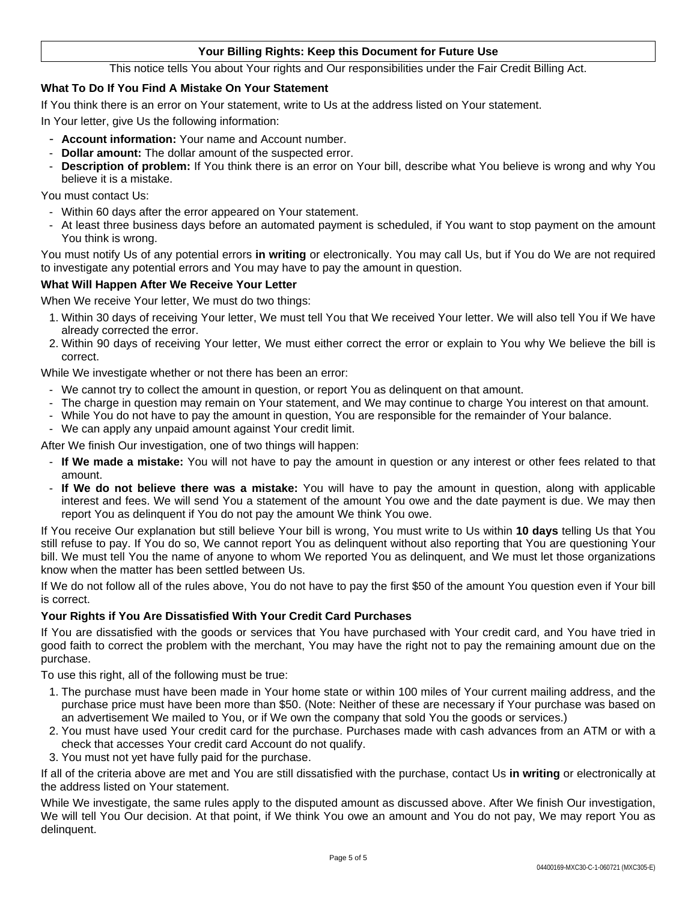## Your Billing Rights: Keep this Document for Future Use

This notice tells You about Your rights and Our responsibilities under the Fair Credit Billing Act.

### What To Do If You Find A Mistake On Your Statement

If You think there is an error on Your statement, write to Us at the address listed on Your statement.

In Your letter, give Us the following information:

- **Account information:** Your name and Account number.
- **Dollar amount:** The dollar amount of the suspected error.
- **Description of problem:** If You think there is an error on Your bill, describe what You believe is wrong and why You believe it is a mistake.

You must contact Us:

- Within 60 days after the error appeared on Your statement.
- At least three business days before an automated payment is scheduled, if You want to stop payment on the amount You think is wrong.

You must notify Us of any potential errors **in writing** or electronically. You may call Us, but if You do We are not required to investigate any potential errors and You may have to pay the amount in question.

### What Will Happen After We Receive Your Letter

When We receive Your letter, We must do two things:

1. Within 30 days of receiving Your letter, We must tell You that We received Your letter. We will also tell You if We have already corrected the error.
2. Within 90 days of receiving Your letter, We must either correct the error or explain to You why We believe the bill is correct.

While We investigate whether or not there has been an error:

- We cannot try to collect the amount in question, or report You as delinquent on that amount.
- The charge in question may remain on Your statement, and We may continue to charge You interest on that amount.
- While You do not have to pay the amount in question, You are responsible for the remainder of Your balance.
- We can apply any unpaid amount against Your credit limit.

After We finish Our investigation, one of two things will happen:

- **If We made a mistake:** You will not have to pay the amount in question or any interest or other fees related to that amount.
- **If We do not believe there was a mistake:** You will have to pay the amount in question, along with applicable interest and fees. We will send You a statement of the amount You owe and the date payment is due. We may then report You as delinquent if You do not pay the amount We think You owe.

If You receive Our explanation but still believe Your bill is wrong, You must write to Us within **10 days** telling Us that You still refuse to pay. If You do so, We cannot report You as delinquent without also reporting that You are questioning Your bill. We must tell You the name of anyone to whom We reported You as delinquent, and We must let those organizations know when the matter has been settled between Us.

If We do not follow all of the rules above, You do not have to pay the first $50 of the amount You question even if Your bill is correct.

### Your Rights if You Are Dissatisfied With Your Credit Card Purchases

If You are dissatisfied with the goods or services that You have purchased with Your credit card, and You have tried in good faith to correct the problem with the merchant, You may have the right not to pay the remaining amount due on the purchase.

To use this right, all of the following must be true:

1. The purchase must have been made in Your home state or within 100 miles of Your current mailing address, and the purchase price must have been more than $50. (Note: Neither of these are necessary if Your purchase was based on an advertisement We mailed to You, or if We own the company that sold You the goods or services.)
2. You must have used Your credit card for the purchase. Purchases made with cash advances from an ATM or with a check that accesses Your credit card Account do not qualify.
3. You must not yet have fully paid for the purchase.

If all of the criteria above are met and You are still dissatisfied with the purchase, contact Us **in writing** or electronically at the address listed on Your statement.

While We investigate, the same rules apply to the disputed amount as discussed above. After We finish Our investigation, We will tell You Our decision. At that point, if We think You owe an amount and You do not pay, We may report You as delinquent.

04400169-MXC30-C-1-060721 (MXC305-E)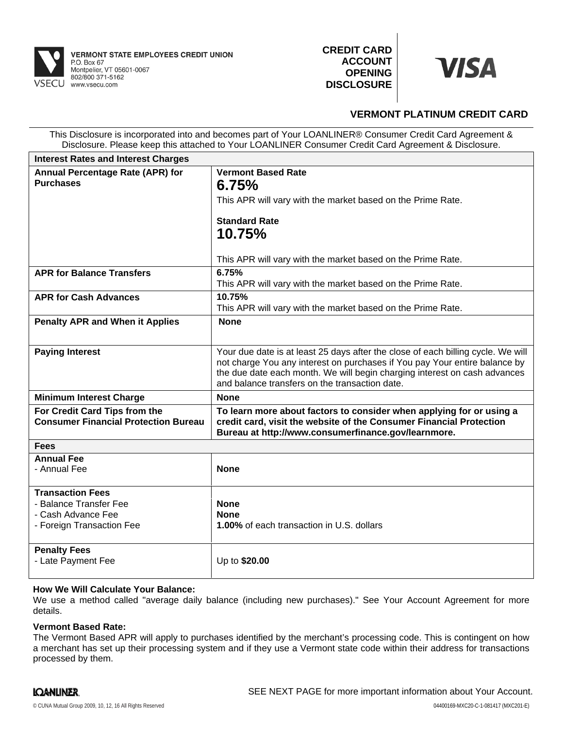**VERMONT STATE EMPLOYEES CREDIT UNION**
P.O. Box 67
Montpelier, VT 05601-0067
802/800 371-5162
www.vsecu.com

# CREDIT CARD ACCOUNT OPENING DISCLOSURE

VISA

## VERMONT PLATINUM CREDIT CARD

This Disclosure is incorporated into and becomes part of Your LOANLINER® Consumer Credit Card Agreement & Disclosure. Please keep this attached to Your LOANLINER Consumer Credit Card Agreement & Disclosure.

| **Interest Rates and Interest Charges** | |
|---|---|
| **Annual Percentage Rate (APR) for Purchases** | **Vermont Based Rate**<br>**6.75%**<br>This APR will vary with the market based on the Prime Rate.<br><br>**Standard Rate**<br>**10.75%**<br><br>This APR will vary with the market based on the Prime Rate. |
| **APR for Balance Transfers** | **6.75%**<br>This APR will vary with the market based on the Prime Rate. |
| **APR for Cash Advances** | **10.75%**<br>This APR will vary with the market based on the Prime Rate. |
| **Penalty APR and When it Applies** | **None** |
| **Paying Interest** | Your due date is at least 25 days after the close of each billing cycle. We will not charge You any interest on purchases if You pay Your entire balance by the due date each month. We will begin charging interest on cash advances and balance transfers on the transaction date. |
| **Minimum Interest Charge** | **None** |
| **For Credit Card Tips from the Consumer Financial Protection Bureau** | **To learn more about factors to consider when applying for or using a credit card, visit the website of the Consumer Financial Protection Bureau at http://www.consumerfinance.gov/learnmore.** |
| **Fees** | |
| **Annual Fee**<br>- Annual Fee | **None** |
| **Transaction Fees**<br>- Balance Transfer Fee<br>- Cash Advance Fee<br>- Foreign Transaction Fee | <br>**None**<br>**None**<br>**1.00%** of each transaction in U.S. dollars |
| **Penalty Fees**<br>- Late Payment Fee | Up to **$20.00** |

**How We Will Calculate Your Balance:**
We use a method called "average daily balance (including new purchases)." See Your Account Agreement for more details.

**Vermont Based Rate:**
The Vermont Based APR will apply to purchases identified by the merchant's processing code. This is contingent on how a merchant has set up their processing system and if they use a Vermont state code within their address for transactions processed by them.

SEE NEXT PAGE for more important information about Your Account.

© CUNA Mutual Group 2009, 10, 12, 16 All Rights Reserved

04400169-MXC20-C-1-081417 (MXC201-E)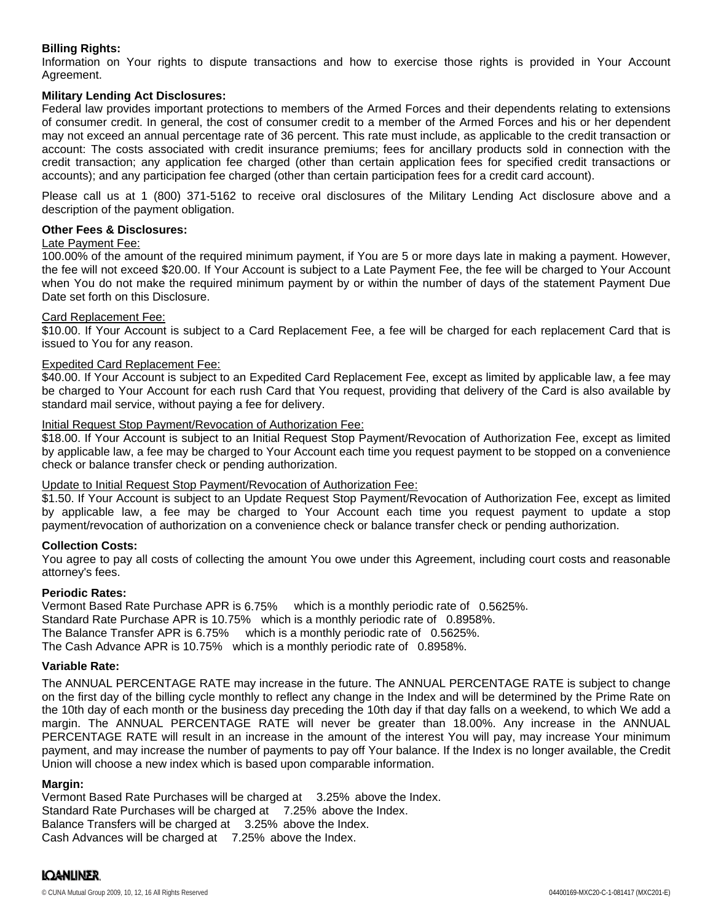**Billing Rights:**
Information on Your rights to dispute transactions and how to exercise those rights is provided in Your Account Agreement.

**Military Lending Act Disclosures:**
Federal law provides important protections to members of the Armed Forces and their dependents relating to extensions of consumer credit. In general, the cost of consumer credit to a member of the Armed Forces and his or her dependent may not exceed an annual percentage rate of 36 percent. This rate must include, as applicable to the credit transaction or account: The costs associated with credit insurance premiums; fees for ancillary products sold in connection with the credit transaction; any application fee charged (other than certain application fees for specified credit transactions or accounts); and any participation fee charged (other than certain participation fees for a credit card account).

Please call us at 1 (800) 371-5162 to receive oral disclosures of the Military Lending Act disclosure above and a description of the payment obligation.

**Other Fees & Disclosures:**

Late Payment Fee:
100.00% of the amount of the required minimum payment, if You are 5 or more days late in making a payment. However, the fee will not exceed $20.00. If Your Account is subject to a Late Payment Fee, the fee will be charged to Your Account when You do not make the required minimum payment by or within the number of days of the statement Payment Due Date set forth on this Disclosure.

Card Replacement Fee:
$10.00. If Your Account is subject to a Card Replacement Fee, a fee will be charged for each replacement Card that is issued to You for any reason.

Expedited Card Replacement Fee:
$40.00. If Your Account is subject to an Expedited Card Replacement Fee, except as limited by applicable law, a fee may be charged to Your Account for each rush Card that You request, providing that delivery of the Card is also available by standard mail service, without paying a fee for delivery.

Initial Request Stop Payment/Revocation of Authorization Fee:
$18.00. If Your Account is subject to an Initial Request Stop Payment/Revocation of Authorization Fee, except as limited by applicable law, a fee may be charged to Your Account each time you request payment to be stopped on a convenience check or balance transfer check or pending authorization.

Update to Initial Request Stop Payment/Revocation of Authorization Fee:
$1.50. If Your Account is subject to an Update Request Stop Payment/Revocation of Authorization Fee, except as limited by applicable law, a fee may be charged to Your Account each time you request payment to update a stop payment/revocation of authorization on a convenience check or balance transfer check or pending authorization.

**Collection Costs:**
You agree to pay all costs of collecting the amount You owe under this Agreement, including court costs and reasonable attorney's fees.

**Periodic Rates:**
Vermont Based Rate Purchase APR is 6.75% which is a monthly periodic rate of 0.5625%.
Standard Rate Purchase APR is 10.75% which is a monthly periodic rate of 0.8958%.
The Balance Transfer APR is 6.75% which is a monthly periodic rate of 0.5625%.
The Cash Advance APR is 10.75% which is a monthly periodic rate of 0.8958%.

**Variable Rate:**

The ANNUAL PERCENTAGE RATE may increase in the future. The ANNUAL PERCENTAGE RATE is subject to change on the first day of the billing cycle monthly to reflect any change in the Index and will be determined by the Prime Rate on the 10th day of each month or the business day preceding the 10th day if that day falls on a weekend, to which We add a margin. The ANNUAL PERCENTAGE RATE will never be greater than 18.00%. Any increase in the ANNUAL PERCENTAGE RATE will result in an increase in the amount of the interest You will pay, may increase Your minimum payment, and may increase the number of payments to pay off Your balance. If the Index is no longer available, the Credit Union will choose a new index which is based upon comparable information.

**Margin:**
Vermont Based Rate Purchases will be charged at 3.25% above the Index.
Standard Rate Purchases will be charged at 7.25% above the Index.
Balance Transfers will be charged at 3.25% above the Index.
Cash Advances will be charged at 7.25% above the Index.

LOANLINER.

© CUNA Mutual Group 2009, 10, 12, 16 All Rights Reserved 04400169-MXC20-C-1-081417 (MXC201-E)